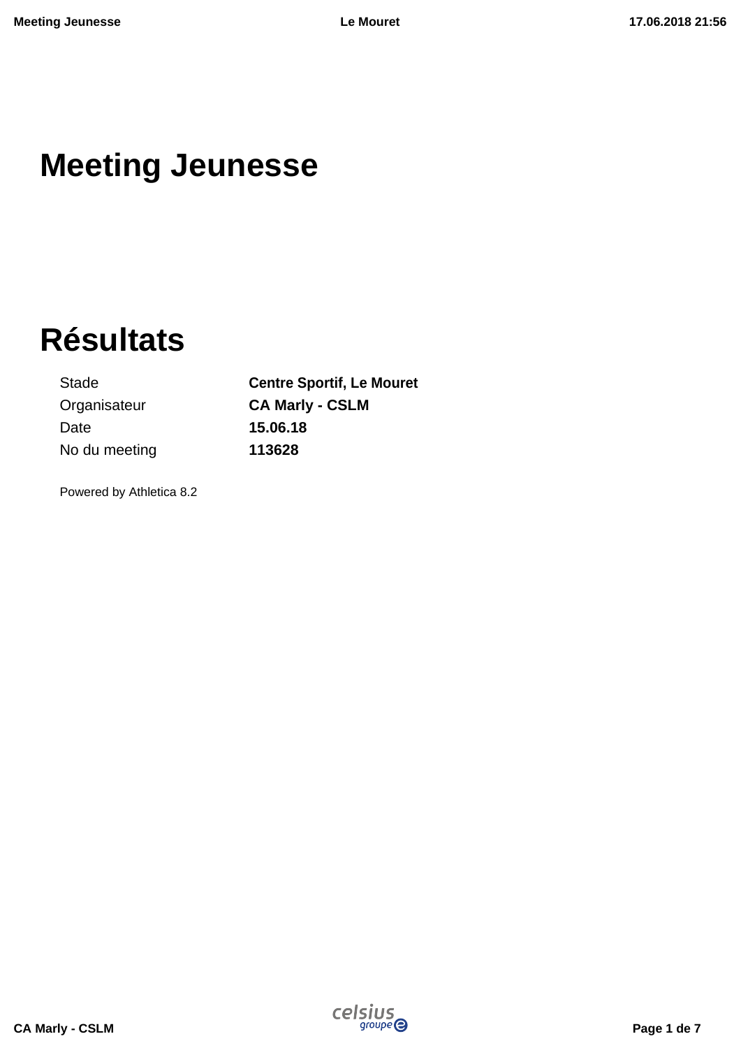# Meeting Jeunesse

# Résultats

| | |
|---|---|
| Stade | **Centre Sportif, Le Mouret** |
| Organisateur | **CA Marly - CSLM** |
| Date | **15.06.18** |
| No du meeting | **113628** |

Powered by Athletica 8.2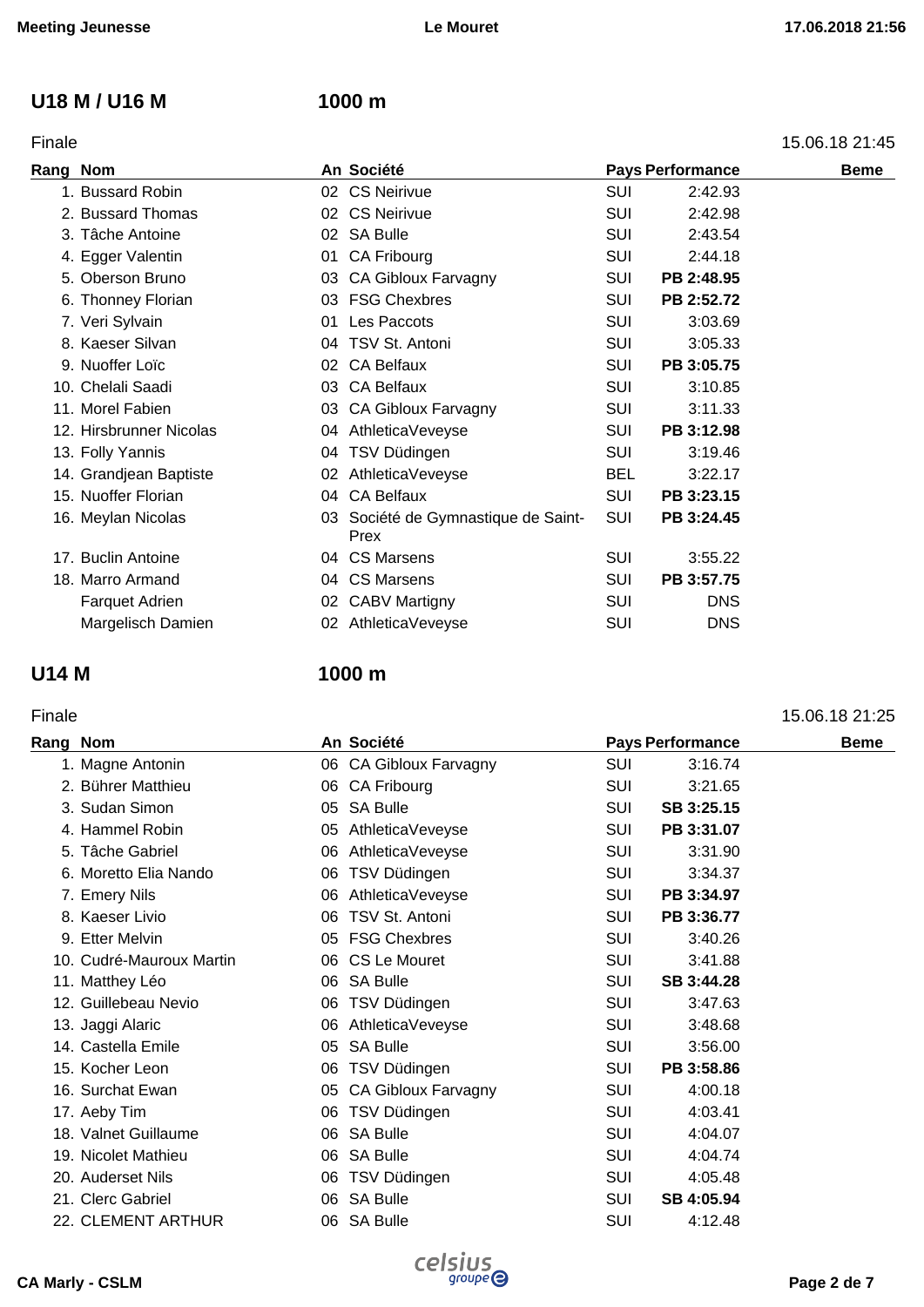## U18 M / U16 M — 1000 m

Finale — 15.06.18 21:45

| Rang | Nom | An | Société | Pays | Performance | Beme |
|---|---|---|---|---|---|---|
| 1. | Bussard Robin | 02 | CS Neirivue | SUI | 2:42.93 | |
| 2. | Bussard Thomas | 02 | CS Neirivue | SUI | 2:42.98 | |
| 3. | Tâche Antoine | 02 | SA Bulle | SUI | 2:43.54 | |
| 4. | Egger Valentin | 01 | CA Fribourg | SUI | 2:44.18 | |
| 5. | Oberson Bruno | 03 | CA Gibloux Farvagny | SUI | **PB 2:48.95** | |
| 6. | Thonney Florian | 03 | FSG Chexbres | SUI | **PB 2:52.72** | |
| 7. | Veri Sylvain | 01 | Les Paccots | SUI | 3:03.69 | |
| 8. | Kaeser Silvan | 04 | TSV St. Antoni | SUI | 3:05.33 | |
| 9. | Nuoffer Loïc | 02 | CA Belfaux | SUI | **PB 3:05.75** | |
| 10. | Chelali Saadi | 03 | CA Belfaux | SUI | 3:10.85 | |
| 11. | Morel Fabien | 03 | CA Gibloux Farvagny | SUI | 3:11.33 | |
| 12. | Hirsbrunner Nicolas | 04 | AthleticaVeveyse | SUI | **PB 3:12.98** | |
| 13. | Folly Yannis | 04 | TSV Düdingen | SUI | 3:19.46 | |
| 14. | Grandjean Baptiste | 02 | AthleticaVeveyse | BEL | 3:22.17 | |
| 15. | Nuoffer Florian | 04 | CA Belfaux | SUI | **PB 3:23.15** | |
| 16. | Meylan Nicolas | 03 | Société de Gymnastique de Saint-Prex | SUI | **PB 3:24.45** | |
| 17. | Buclin Antoine | 04 | CS Marsens | SUI | 3:55.22 | |
| 18. | Marro Armand | 04 | CS Marsens | SUI | **PB 3:57.75** | |
| | Farquet Adrien | 02 | CABV Martigny | SUI | DNS | |
| | Margelisch Damien | 02 | AthleticaVeveyse | SUI | DNS | |

## U14 M — 1000 m

Finale — 15.06.18 21:25

| Rang | Nom | An | Société | Pays | Performance | Beme |
|---|---|---|---|---|---|---|
| 1. | Magne Antonin | 06 | CA Gibloux Farvagny | SUI | 3:16.74 | |
| 2. | Bührer Matthieu | 06 | CA Fribourg | SUI | 3:21.65 | |
| 3. | Sudan Simon | 05 | SA Bulle | SUI | **SB 3:25.15** | |
| 4. | Hammel Robin | 05 | AthleticaVeveyse | SUI | **PB 3:31.07** | |
| 5. | Tâche Gabriel | 06 | AthleticaVeveyse | SUI | 3:31.90 | |
| 6. | Moretto Elia Nando | 06 | TSV Düdingen | SUI | 3:34.37 | |
| 7. | Emery Nils | 06 | AthleticaVeveyse | SUI | **PB 3:34.97** | |
| 8. | Kaeser Livio | 06 | TSV St. Antoni | SUI | **PB 3:36.77** | |
| 9. | Etter Melvin | 05 | FSG Chexbres | SUI | 3:40.26 | |
| 10. | Cudré-Mauroux Martin | 06 | CS Le Mouret | SUI | 3:41.88 | |
| 11. | Matthey Léo | 06 | SA Bulle | SUI | **SB 3:44.28** | |
| 12. | Guillebeau Nevio | 06 | TSV Düdingen | SUI | 3:47.63 | |
| 13. | Jaggi Alaric | 06 | AthleticaVeveyse | SUI | 3:48.68 | |
| 14. | Castella Emile | 05 | SA Bulle | SUI | 3:56.00 | |
| 15. | Kocher Leon | 06 | TSV Düdingen | SUI | **PB 3:58.86** | |
| 16. | Surchat Ewan | 05 | CA Gibloux Farvagny | SUI | 4:00.18 | |
| 17. | Aeby Tim | 06 | TSV Düdingen | SUI | 4:03.41 | |
| 18. | Valnet Guillaume | 06 | SA Bulle | SUI | 4:04.07 | |
| 19. | Nicolet Mathieu | 06 | SA Bulle | SUI | 4:04.74 | |
| 20. | Auderset Nils | 06 | TSV Düdingen | SUI | 4:05.48 | |
| 21. | Clerc Gabriel | 06 | SA Bulle | SUI | **SB 4:05.94** | |
| 22. | CLEMENT ARTHUR | 06 | SA Bulle | SUI | 4:12.48 | |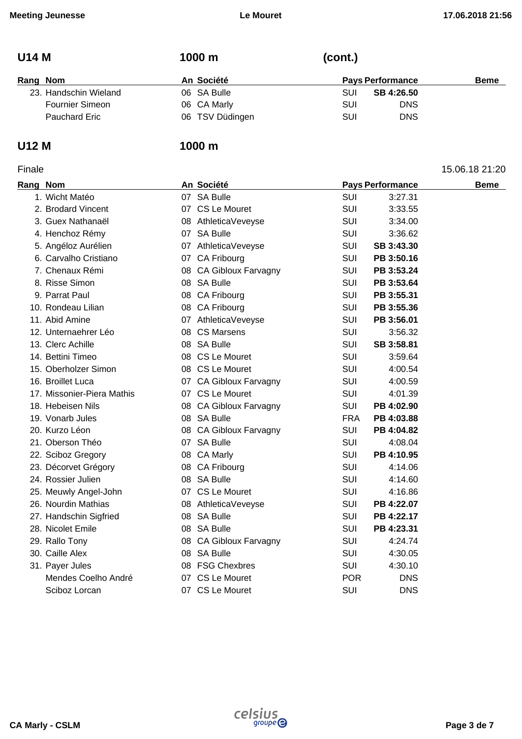## U14 M 1000 m (cont.)

| Rang | Nom | An | Société | Pays | Performance | Beme |
|---|---|---|---|---|---|---|
| 23. | Handschin Wieland | 06 | SA Bulle | SUI | **SB 4:26.50** | |
| | Fournier Simeon | 06 | CA Marly | SUI | DNS | |
| | Pauchard Eric | 06 | TSV Düdingen | SUI | DNS | |

## U12 M 1000 m

Finale 15.06.18 21:20

| Rang | Nom | An | Société | Pays | Performance | Beme |
|---|---|---|---|---|---|---|
| 1. | Wicht Matéo | 07 | SA Bulle | SUI | 3:27.31 | |
| 2. | Brodard Vincent | 07 | CS Le Mouret | SUI | 3:33.55 | |
| 3. | Guex Nathanaël | 08 | AthleticaVeveyse | SUI | 3:34.00 | |
| 4. | Henchoz Rémy | 07 | SA Bulle | SUI | 3:36.62 | |
| 5. | Angéloz Aurélien | 07 | AthleticaVeveyse | SUI | **SB 3:43.30** | |
| 6. | Carvalho Cristiano | 07 | CA Fribourg | SUI | **PB 3:50.16** | |
| 7. | Chenaux Rémi | 08 | CA Gibloux Farvagny | SUI | **PB 3:53.24** | |
| 8. | Risse Simon | 08 | SA Bulle | SUI | **PB 3:53.64** | |
| 9. | Parrat Paul | 08 | CA Fribourg | SUI | **PB 3:55.31** | |
| 10. | Rondeau Lilian | 08 | CA Fribourg | SUI | **PB 3:55.36** | |
| 11. | Abid Amine | 07 | AthleticaVeveyse | SUI | **PB 3:56.01** | |
| 12. | Unternaehrer Léo | 08 | CS Marsens | SUI | 3:56.32 | |
| 13. | Clerc Achille | 08 | SA Bulle | SUI | **SB 3:58.81** | |
| 14. | Bettini Timeo | 08 | CS Le Mouret | SUI | 3:59.64 | |
| 15. | Oberholzer Simon | 08 | CS Le Mouret | SUI | 4:00.54 | |
| 16. | Broillet Luca | 07 | CA Gibloux Farvagny | SUI | 4:00.59 | |
| 17. | Missonier-Piera Mathis | 07 | CS Le Mouret | SUI | 4:01.39 | |
| 18. | Hebeisen Nils | 08 | CA Gibloux Farvagny | SUI | **PB 4:02.90** | |
| 19. | Vonarb Jules | 08 | SA Bulle | FRA | **PB 4:03.88** | |
| 20. | Kurzo Léon | 08 | CA Gibloux Farvagny | SUI | **PB 4:04.82** | |
| 21. | Oberson Théo | 07 | SA Bulle | SUI | 4:08.04 | |
| 22. | Sciboz Gregory | 08 | CA Marly | SUI | **PB 4:10.95** | |
| 23. | Décorvet Grégory | 08 | CA Fribourg | SUI | 4:14.06 | |
| 24. | Rossier Julien | 08 | SA Bulle | SUI | 4:14.60 | |
| 25. | Meuwly Angel-John | 07 | CS Le Mouret | SUI | 4:16.86 | |
| 26. | Nourdin Mathias | 08 | AthleticaVeveyse | SUI | **PB 4:22.07** | |
| 27. | Handschin Sigfried | 08 | SA Bulle | SUI | **PB 4:22.17** | |
| 28. | Nicolet Emile | 08 | SA Bulle | SUI | **PB 4:23.31** | |
| 29. | Rallo Tony | 08 | CA Gibloux Farvagny | SUI | 4:24.74 | |
| 30. | Caille Alex | 08 | SA Bulle | SUI | 4:30.05 | |
| 31. | Payer Jules | 08 | FSG Chexbres | SUI | 4:30.10 | |
| | Mendes Coelho André | 07 | CS Le Mouret | POR | DNS | |
| | Sciboz Lorcan | 07 | CS Le Mouret | SUI | DNS | |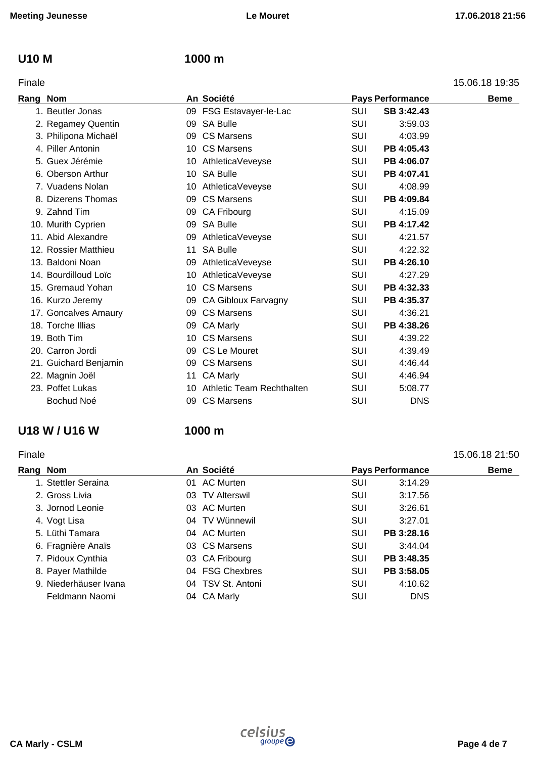## U10 M — 1000 m

Finale — 15.06.18 19:35

| Rang | Nom | An | Société | Pays | Performance | Beme |
|---|---|---|---|---|---|---|
| 1. | Beutler Jonas | 09 | FSG Estavayer-le-Lac | SUI | **SB 3:42.43** | |
| 2. | Regamey Quentin | 09 | SA Bulle | SUI | 3:59.03 | |
| 3. | Philipona Michaël | 09 | CS Marsens | SUI | 4:03.99 | |
| 4. | Piller Antonin | 10 | CS Marsens | SUI | **PB 4:05.43** | |
| 5. | Guex Jérémie | 10 | AthleticaVeveyse | SUI | **PB 4:06.07** | |
| 6. | Oberson Arthur | 10 | SA Bulle | SUI | **PB 4:07.41** | |
| 7. | Vuadens Nolan | 10 | AthleticaVeveyse | SUI | 4:08.99 | |
| 8. | Dizerens Thomas | 09 | CS Marsens | SUI | **PB 4:09.84** | |
| 9. | Zahnd Tim | 09 | CA Fribourg | SUI | 4:15.09 | |
| 10. | Murith Cyprien | 09 | SA Bulle | SUI | **PB 4:17.42** | |
| 11. | Abid Alexandre | 09 | AthleticaVeveyse | SUI | 4:21.57 | |
| 12. | Rossier Matthieu | 11 | SA Bulle | SUI | 4:22.32 | |
| 13. | Baldoni Noan | 09 | AthleticaVeveyse | SUI | **PB 4:26.10** | |
| 14. | Bourdilloud Loïc | 10 | AthleticaVeveyse | SUI | 4:27.29 | |
| 15. | Gremaud Yohan | 10 | CS Marsens | SUI | **PB 4:32.33** | |
| 16. | Kurzo Jeremy | 09 | CA Gibloux Farvagny | SUI | **PB 4:35.37** | |
| 17. | Goncalves Amaury | 09 | CS Marsens | SUI | 4:36.21 | |
| 18. | Torche Illias | 09 | CA Marly | SUI | **PB 4:38.26** | |
| 19. | Both Tim | 10 | CS Marsens | SUI | 4:39.22 | |
| 20. | Carron Jordi | 09 | CS Le Mouret | SUI | 4:39.49 | |
| 21. | Guichard Benjamin | 09 | CS Marsens | SUI | 4:46.44 | |
| 22. | Magnin Joël | 11 | CA Marly | SUI | 4:46.94 | |
| 23. | Poffet Lukas | 10 | Athletic Team Rechthalten | SUI | 5:08.77 | |
| | Bochud Noé | 09 | CS Marsens | SUI | DNS | |

## U18 W / U16 W — 1000 m

Finale — 15.06.18 21:50

| Rang | Nom | An | Société | Pays | Performance | Beme |
|---|---|---|---|---|---|---|
| 1. | Stettler Seraina | 01 | AC Murten | SUI | 3:14.29 | |
| 2. | Gross Livia | 03 | TV Alterswil | SUI | 3:17.56 | |
| 3. | Jornod Leonie | 03 | AC Murten | SUI | 3:26.61 | |
| 4. | Vogt Lisa | 04 | TV Wünnewil | SUI | 3:27.01 | |
| 5. | Lüthi Tamara | 04 | AC Murten | SUI | **PB 3:28.16** | |
| 6. | Fragnière Anaïs | 03 | CS Marsens | SUI | 3:44.04 | |
| 7. | Pidoux Cynthia | 03 | CA Fribourg | SUI | **PB 3:48.35** | |
| 8. | Payer Mathilde | 04 | FSG Chexbres | SUI | **PB 3:58.05** | |
| 9. | Niederhäuser Ivana | 04 | TSV St. Antoni | SUI | 4:10.62 | |
| | Feldmann Naomi | 04 | CA Marly | SUI | DNS | |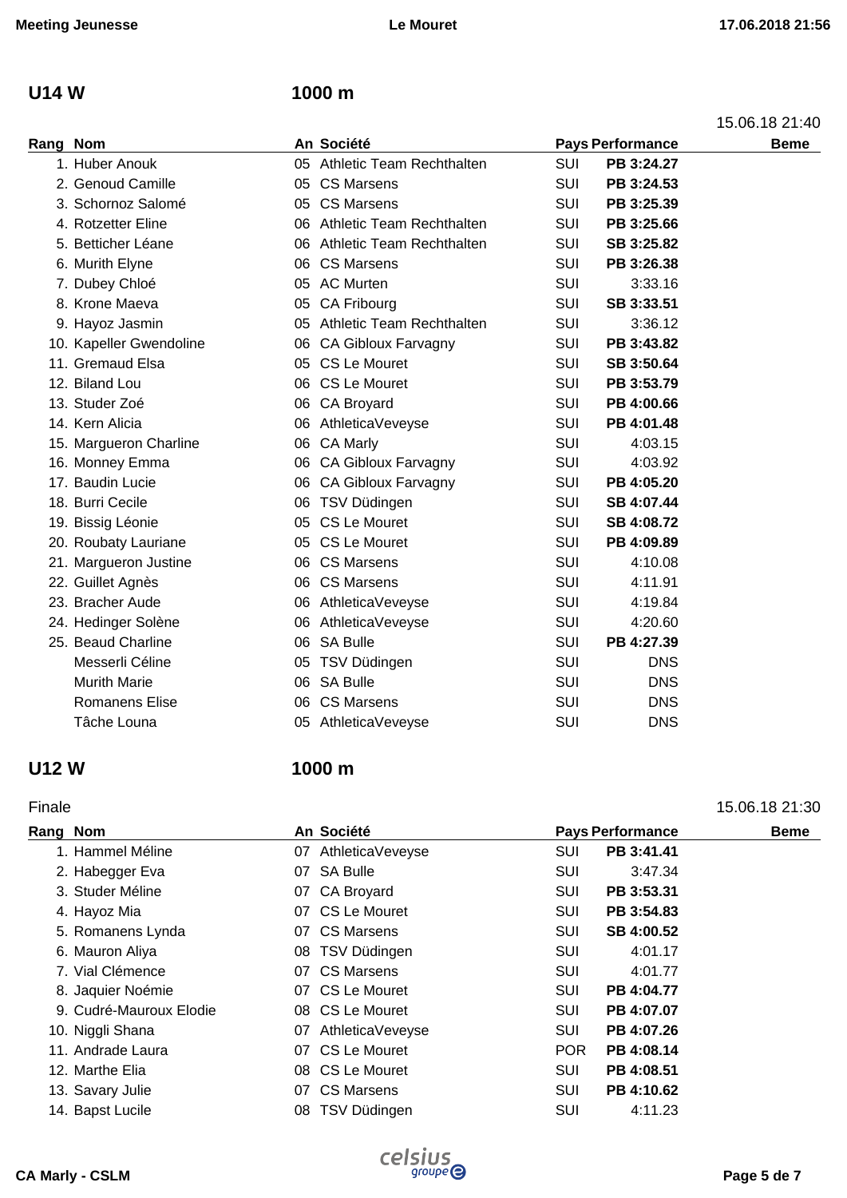## U14 W — 1000 m

15.06.18 21:40

| Rang | Nom | An | Société | Pays | Performance | Beme |
|---|---|---|---|---|---|---|
| 1. | Huber Anouk | 05 | Athletic Team Rechthalten | SUI | **PB 3:24.27** | |
| 2. | Genoud Camille | 05 | CS Marsens | SUI | **PB 3:24.53** | |
| 3. | Schornoz Salomé | 05 | CS Marsens | SUI | **PB 3:25.39** | |
| 4. | Rotzetter Eline | 06 | Athletic Team Rechthalten | SUI | **PB 3:25.66** | |
| 5. | Betticher Léane | 06 | Athletic Team Rechthalten | SUI | **SB 3:25.82** | |
| 6. | Murith Elyne | 06 | CS Marsens | SUI | **PB 3:26.38** | |
| 7. | Dubey Chloé | 05 | AC Murten | SUI | 3:33.16 | |
| 8. | Krone Maeva | 05 | CA Fribourg | SUI | **SB 3:33.51** | |
| 9. | Hayoz Jasmin | 05 | Athletic Team Rechthalten | SUI | 3:36.12 | |
| 10. | Kapeller Gwendoline | 06 | CA Gibloux Farvagny | SUI | **PB 3:43.82** | |
| 11. | Gremaud Elsa | 05 | CS Le Mouret | SUI | **SB 3:50.64** | |
| 12. | Biland Lou | 06 | CS Le Mouret | SUI | **PB 3:53.79** | |
| 13. | Studer Zoé | 06 | CA Broyard | SUI | **PB 4:00.66** | |
| 14. | Kern Alicia | 06 | AthleticaVeveyse | SUI | **PB 4:01.48** | |
| 15. | Margueron Charline | 06 | CA Marly | SUI | 4:03.15 | |
| 16. | Monney Emma | 06 | CA Gibloux Farvagny | SUI | 4:03.92 | |
| 17. | Baudin Lucie | 06 | CA Gibloux Farvagny | SUI | **PB 4:05.20** | |
| 18. | Burri Cecile | 06 | TSV Düdingen | SUI | **SB 4:07.44** | |
| 19. | Bissig Léonie | 05 | CS Le Mouret | SUI | **SB 4:08.72** | |
| 20. | Roubaty Lauriane | 05 | CS Le Mouret | SUI | **PB 4:09.89** | |
| 21. | Margueron Justine | 06 | CS Marsens | SUI | 4:10.08 | |
| 22. | Guillet Agnès | 06 | CS Marsens | SUI | 4:11.91 | |
| 23. | Bracher Aude | 06 | AthleticaVeveyse | SUI | 4:19.84 | |
| 24. | Hedinger Solène | 06 | AthleticaVeveyse | SUI | 4:20.60 | |
| 25. | Beaud Charline | 06 | SA Bulle | SUI | **PB 4:27.39** | |
| | Messerli Céline | 05 | TSV Düdingen | SUI | DNS | |
| | Murith Marie | 06 | SA Bulle | SUI | DNS | |
| | Romanens Elise | 06 | CS Marsens | SUI | DNS | |
| | Tâche Louna | 05 | AthleticaVeveyse | SUI | DNS | |

## U12 W — 1000 m

Finale — 15.06.18 21:30

| Rang | Nom | An | Société | Pays | Performance | Beme |
|---|---|---|---|---|---|---|
| 1. | Hammel Méline | 07 | AthleticaVeveyse | SUI | **PB 3:41.41** | |
| 2. | Habegger Eva | 07 | SA Bulle | SUI | 3:47.34 | |
| 3. | Studer Méline | 07 | CA Broyard | SUI | **PB 3:53.31** | |
| 4. | Hayoz Mia | 07 | CS Le Mouret | SUI | **PB 3:54.83** | |
| 5. | Romanens Lynda | 07 | CS Marsens | SUI | **SB 4:00.52** | |
| 6. | Mauron Aliya | 08 | TSV Düdingen | SUI | 4:01.17 | |
| 7. | Vial Clémence | 07 | CS Marsens | SUI | 4:01.77 | |
| 8. | Jaquier Noémie | 07 | CS Le Mouret | SUI | **PB 4:04.77** | |
| 9. | Cudré-Mauroux Elodie | 08 | CS Le Mouret | SUI | **PB 4:07.07** | |
| 10. | Niggli Shana | 07 | AthleticaVeveyse | SUI | **PB 4:07.26** | |
| 11. | Andrade Laura | 07 | CS Le Mouret | POR | **PB 4:08.14** | |
| 12. | Marthe Elia | 08 | CS Le Mouret | SUI | **PB 4:08.51** | |
| 13. | Savary Julie | 07 | CS Marsens | SUI | **PB 4:10.62** | |
| 14. | Bapst Lucile | 08 | TSV Düdingen | SUI | 4:11.23 | |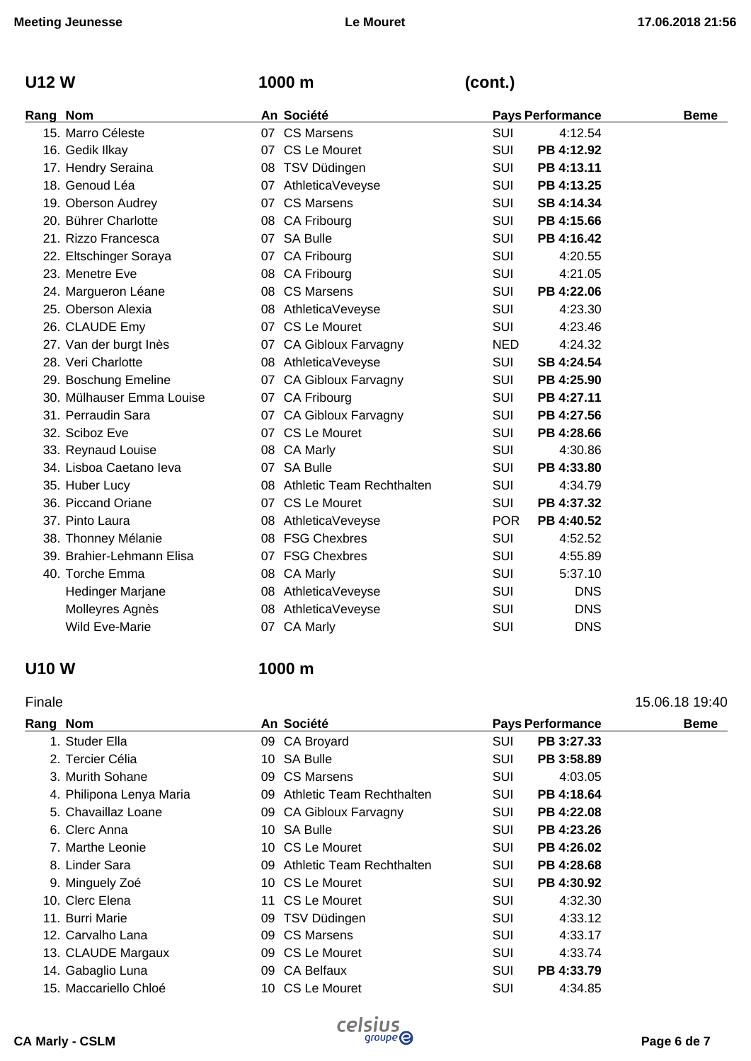## U12 W — 1000 m (cont.)

| Rang | Nom | An | Société | Pays | Performance | Beme |
|---|---|---|---|---|---|---|
| 15. | Marro Céleste | 07 | CS Marsens | SUI | 4:12.54 | |
| 16. | Gedik Ilkay | 07 | CS Le Mouret | SUI | **PB 4:12.92** | |
| 17. | Hendry Seraina | 08 | TSV Düdingen | SUI | **PB 4:13.11** | |
| 18. | Genoud Léa | 07 | AthleticaVeveyse | SUI | **PB 4:13.25** | |
| 19. | Oberson Audrey | 07 | CS Marsens | SUI | **SB 4:14.34** | |
| 20. | Bührer Charlotte | 08 | CA Fribourg | SUI | **PB 4:15.66** | |
| 21. | Rizzo Francesca | 07 | SA Bulle | SUI | **PB 4:16.42** | |
| 22. | Eltschinger Soraya | 07 | CA Fribourg | SUI | 4:20.55 | |
| 23. | Menetre Eve | 08 | CA Fribourg | SUI | 4:21.05 | |
| 24. | Margueron Léane | 08 | CS Marsens | SUI | **PB 4:22.06** | |
| 25. | Oberson Alexia | 08 | AthleticaVeveyse | SUI | 4:23.30 | |
| 26. | CLAUDE Emy | 07 | CS Le Mouret | SUI | 4:23.46 | |
| 27. | Van der burgt Inès | 07 | CA Gibloux Farvagny | NED | 4:24.32 | |
| 28. | Veri Charlotte | 08 | AthleticaVeveyse | SUI | **SB 4:24.54** | |
| 29. | Boschung Emeline | 07 | CA Gibloux Farvagny | SUI | **PB 4:25.90** | |
| 30. | Mülhauser Emma Louise | 07 | CA Fribourg | SUI | **PB 4:27.11** | |
| 31. | Perraudin Sara | 07 | CA Gibloux Farvagny | SUI | **PB 4:27.56** | |
| 32. | Sciboz Eve | 07 | CS Le Mouret | SUI | **PB 4:28.66** | |
| 33. | Reynaud Louise | 08 | CA Marly | SUI | 4:30.86 | |
| 34. | Lisboa Caetano Ieva | 07 | SA Bulle | SUI | **PB 4:33.80** | |
| 35. | Huber Lucy | 08 | Athletic Team Rechthalten | SUI | 4:34.79 | |
| 36. | Piccand Oriane | 07 | CS Le Mouret | SUI | **PB 4:37.32** | |
| 37. | Pinto Laura | 08 | AthleticaVeveyse | POR | **PB 4:40.52** | |
| 38. | Thonney Mélanie | 08 | FSG Chexbres | SUI | 4:52.52 | |
| 39. | Brahier-Lehmann Elisa | 07 | FSG Chexbres | SUI | 4:55.89 | |
| 40. | Torche Emma | 08 | CA Marly | SUI | 5:37.10 | |
| | Hedinger Marjane | 08 | AthleticaVeveyse | SUI | DNS | |
| | Molleyres Agnès | 08 | AthleticaVeveyse | SUI | DNS | |
| | Wild Eve-Marie | 07 | CA Marly | SUI | DNS | |

## U10 W — 1000 m

Finale — 15.06.18 19:40

| Rang | Nom | An | Société | Pays | Performance | Beme |
|---|---|---|---|---|---|---|
| 1. | Studer Ella | 09 | CA Broyard | SUI | **PB 3:27.33** | |
| 2. | Tercier Célia | 10 | SA Bulle | SUI | **PB 3:58.89** | |
| 3. | Murith Sohane | 09 | CS Marsens | SUI | 4:03.05 | |
| 4. | Philipona Lenya Maria | 09 | Athletic Team Rechthalten | SUI | **PB 4:18.64** | |
| 5. | Chavaillaz Loane | 09 | CA Gibloux Farvagny | SUI | **PB 4:22.08** | |
| 6. | Clerc Anna | 10 | SA Bulle | SUI | **PB 4:23.26** | |
| 7. | Marthe Leonie | 10 | CS Le Mouret | SUI | **PB 4:26.02** | |
| 8. | Linder Sara | 09 | Athletic Team Rechthalten | SUI | **PB 4:28.68** | |
| 9. | Minguely Zoé | 10 | CS Le Mouret | SUI | **PB 4:30.92** | |
| 10. | Clerc Elena | 11 | CS Le Mouret | SUI | 4:32.30 | |
| 11. | Burri Marie | 09 | TSV Düdingen | SUI | 4:33.12 | |
| 12. | Carvalho Lana | 09 | CS Marsens | SUI | 4:33.17 | |
| 13. | CLAUDE Margaux | 09 | CS Le Mouret | SUI | 4:33.74 | |
| 14. | Gabaglio Luna | 09 | CA Belfaux | SUI | **PB 4:33.79** | |
| 15. | Maccariello Chloé | 10 | CS Le Mouret | SUI | 4:34.85 | |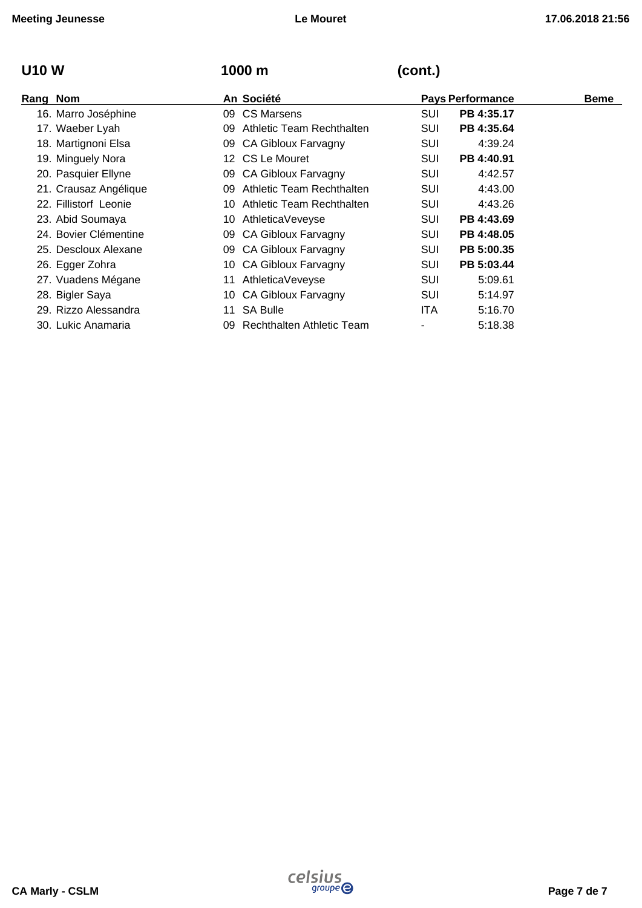## U10 W 1000 m (cont.)

| Rang | Nom | An | Société | Pays | Performance | Beme |
|---|---|---|---|---|---|---|
| 16. | Marro Joséphine | 09 | CS Marsens | SUI | **PB 4:35.17** | |
| 17. | Waeber Lyah | 09 | Athletic Team Rechthalten | SUI | **PB 4:35.64** | |
| 18. | Martignoni Elsa | 09 | CA Gibloux Farvagny | SUI | 4:39.24 | |
| 19. | Minguely Nora | 12 | CS Le Mouret | SUI | **PB 4:40.91** | |
| 20. | Pasquier Ellyne | 09 | CA Gibloux Farvagny | SUI | 4:42.57 | |
| 21. | Crausaz Angélique | 09 | Athletic Team Rechthalten | SUI | 4:43.00 | |
| 22. | Fillistorf Leonie | 10 | Athletic Team Rechthalten | SUI | 4:43.26 | |
| 23. | Abid Soumaya | 10 | AthleticaVeveyse | SUI | **PB 4:43.69** | |
| 24. | Bovier Clémentine | 09 | CA Gibloux Farvagny | SUI | **PB 4:48.05** | |
| 25. | Descloux Alexane | 09 | CA Gibloux Farvagny | SUI | **PB 5:00.35** | |
| 26. | Egger Zohra | 10 | CA Gibloux Farvagny | SUI | **PB 5:03.44** | |
| 27. | Vuadens Mégane | 11 | AthleticaVeveyse | SUI | 5:09.61 | |
| 28. | Bigler Saya | 10 | CA Gibloux Farvagny | SUI | 5:14.97 | |
| 29. | Rizzo Alessandra | 11 | SA Bulle | ITA | 5:16.70 | |
| 30. | Lukic Anamaria | 09 | Rechthalten Athletic Team | - | 5:18.38 | |